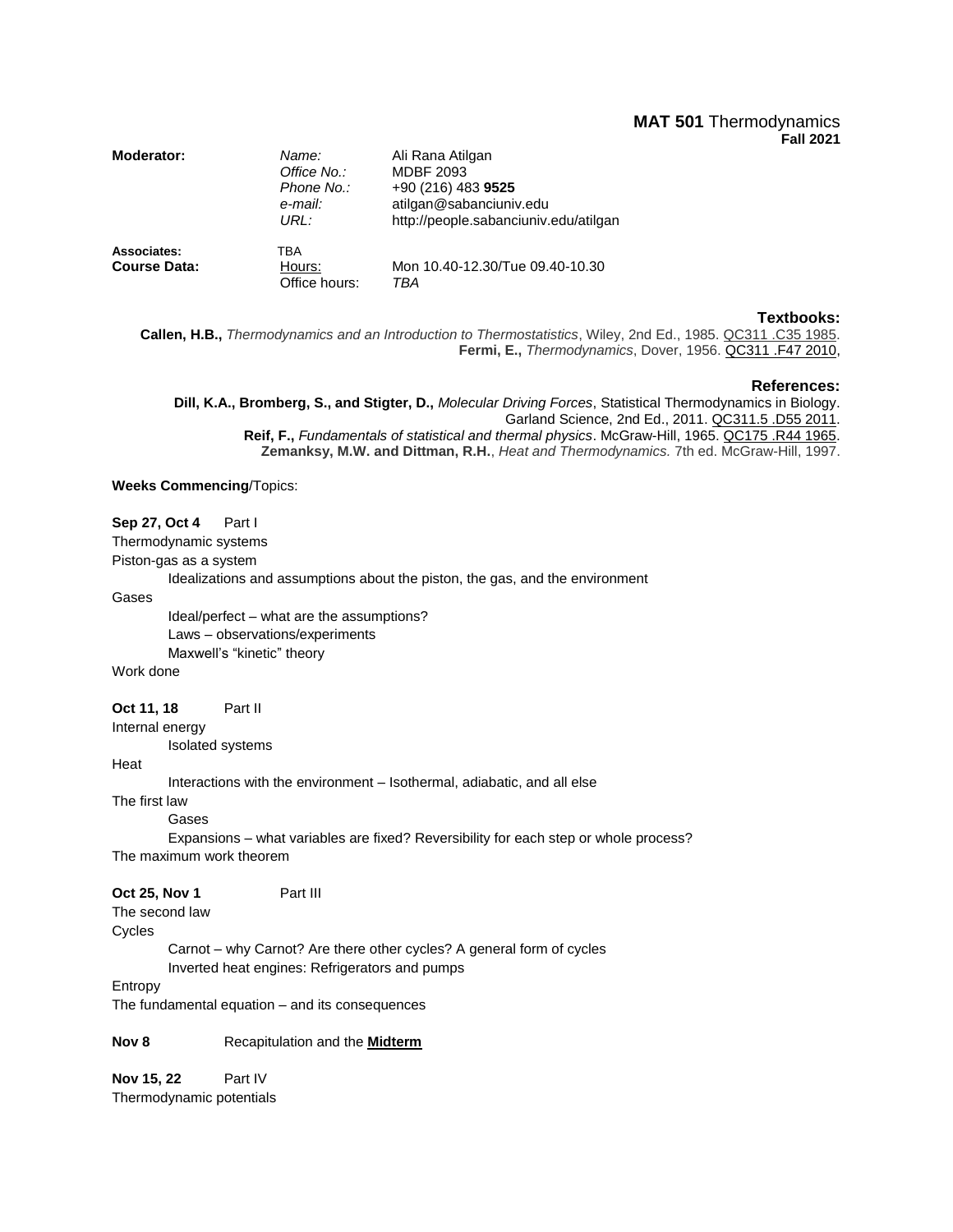# **MAT 501** Thermodynamics
**Fall 2021**

| | | |
|---|---|---|
| **Moderator:** | *Name:* | Ali Rana Atilgan |
| | *Office No.:* | MDBF 2093 |
| | *Phone No.:* | +90 (216) 483 **9525** |
| | *e-mail:* | atilgan@sabanciuniv.edu |
| | *URL:* | http://people.sabanciuniv.edu/atilgan |
| **Associates:** | TBA | |
| **Course Data:** | Hours: | Mon 10.40-12.30/Tue 09.40-10.30 |
| | Office hours: | *TBA* |

### Textbooks:

**Callen, H.B.,** *Thermodynamics and an Introduction to Thermostatistics*, Wiley, 2nd Ed., 1985. QC311 .C35 1985.
**Fermi, E.,** *Thermodynamics*, Dover, 1956. QC311 .F47 2010,

### References:

**Dill, K.A., Bromberg, S., and Stigter, D.,** *Molecular Driving Forces*, Statistical Thermodynamics in Biology. Garland Science, 2nd Ed., 2011. QC311.5 .D55 2011.
**Reif, F.,** *Fundamentals of statistical and thermal physics*. McGraw-Hill, 1965. QC175 .R44 1965.
**Zemanksy, M.W. and Dittman, R.H.**, *Heat and Thermodynamics.* 7th ed. McGraw-Hill, 1997.

**Weeks Commencing**/Topics:

**Sep 27, Oct 4** Part I

Thermodynamic systems
Piston-gas as a system
- Idealizations and assumptions about the piston, the gas, and the environment

Gases
- Ideal/perfect – what are the assumptions?
- Laws – observations/experiments
- Maxwell's "kinetic" theory

Work done

**Oct 11, 18** Part II

Internal energy
- Isolated systems

Heat
- Interactions with the environment – Isothermal, adiabatic, and all else

The first law
- Gases
- Expansions – what variables are fixed? Reversibility for each step or whole process?

The maximum work theorem

**Oct 25, Nov 1** Part III

The second law
Cycles
- Carnot – why Carnot? Are there other cycles? A general form of cycles
- Inverted heat engines: Refrigerators and pumps

Entropy
The fundamental equation – and its consequences

**Nov 8** Recapitulation and the **Midterm**

**Nov 15, 22** Part IV

Thermodynamic potentials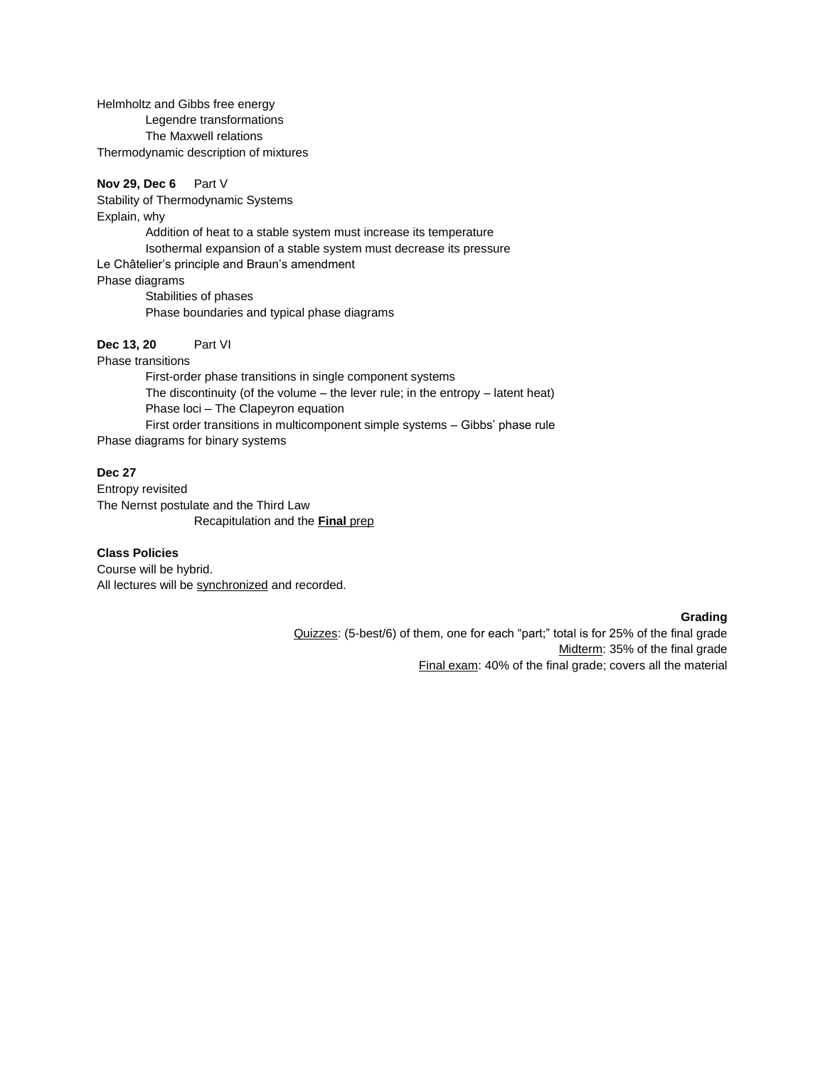Helmholtz and Gibbs free energy

- Legendre transformations
- The Maxwell relations

Thermodynamic description of mixtures

**Nov 29, Dec 6** Part V

Stability of Thermodynamic Systems

Explain, why

- Addition of heat to a stable system must increase its temperature
- Isothermal expansion of a stable system must decrease its pressure

Le Châtelier's principle and Braun's amendment

Phase diagrams

- Stabilities of phases
- Phase boundaries and typical phase diagrams

**Dec 13, 20** Part VI

Phase transitions

- First-order phase transitions in single component systems
- The discontinuity (of the volume – the lever rule; in the entropy – latent heat)
- Phase loci – The Clapeyron equation
- First order transitions in multicomponent simple systems – Gibbs' phase rule

Phase diagrams for binary systems

**Dec 27**

Entropy revisited

The Nernst postulate and the Third Law

Recapitulation and the **Final** prep

**Class Policies**

Course will be hybrid.

All lectures will be synchronized and recorded.

**Grading**

Quizzes: (5-best/6) of them, one for each "part;" total is for 25% of the final grade

Midterm: 35% of the final grade

Final exam: 40% of the final grade; covers all the material